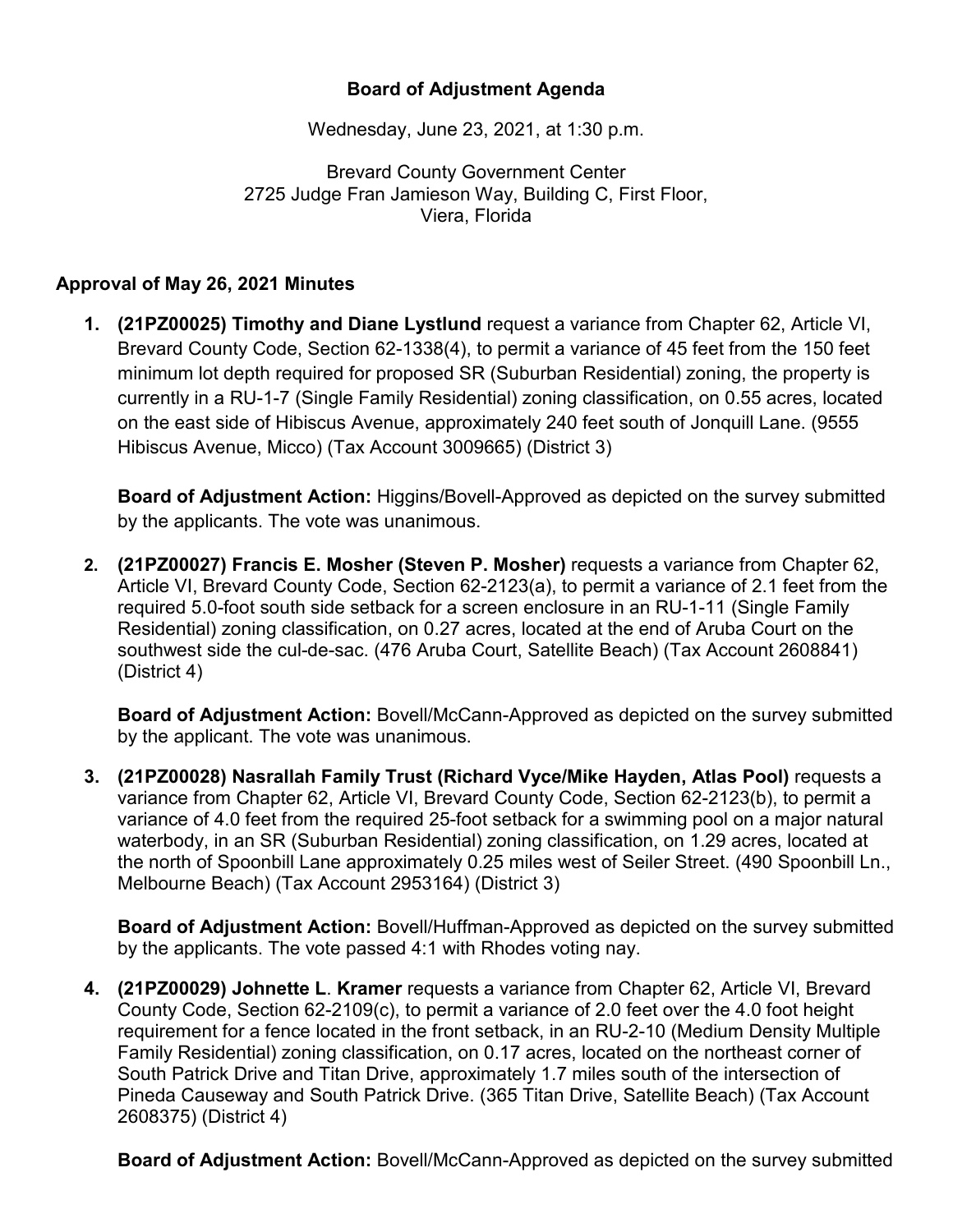**Board of Adjustment Agenda**

Wednesday, June 23, 2021, at 1:30 p.m.

Brevard County Government Center
2725 Judge Fran Jamieson Way, Building C, First Floor,
Viera, Florida

**Approval of May 26, 2021 Minutes**

1. **(21PZ00025) Timothy and Diane Lystlund** request a variance from Chapter 62, Article VI, Brevard County Code, Section 62-1338(4), to permit a variance of 45 feet from the 150 feet minimum lot depth required for proposed SR (Suburban Residential) zoning, the property is currently in a RU-1-7 (Single Family Residential) zoning classification, on 0.55 acres, located on the east side of Hibiscus Avenue, approximately 240 feet south of Jonquill Lane. (9555 Hibiscus Avenue, Micco) (Tax Account 3009665) (District 3)

   **Board of Adjustment Action:** Higgins/Bovell-Approved as depicted on the survey submitted by the applicants. The vote was unanimous.

2. **(21PZ00027) Francis E. Mosher (Steven P. Mosher)** requests a variance from Chapter 62, Article VI, Brevard County Code, Section 62-2123(a), to permit a variance of 2.1 feet from the required 5.0-foot south side setback for a screen enclosure in an RU-1-11 (Single Family Residential) zoning classification, on 0.27 acres, located at the end of Aruba Court on the southwest side the cul-de-sac. (476 Aruba Court, Satellite Beach) (Tax Account 2608841) (District 4)

   **Board of Adjustment Action:** Bovell/McCann-Approved as depicted on the survey submitted by the applicant. The vote was unanimous.

3. **(21PZ00028) Nasrallah Family Trust (Richard Vyce/Mike Hayden, Atlas Pool)** requests a variance from Chapter 62, Article VI, Brevard County Code, Section 62-2123(b), to permit a variance of 4.0 feet from the required 25-foot setback for a swimming pool on a major natural waterbody, in an SR (Suburban Residential) zoning classification, on 1.29 acres, located at the north of Spoonbill Lane approximately 0.25 miles west of Seiler Street. (490 Spoonbill Ln., Melbourne Beach) (Tax Account 2953164) (District 3)

   **Board of Adjustment Action:** Bovell/Huffman-Approved as depicted on the survey submitted by the applicants. The vote passed 4:1 with Rhodes voting nay.

4. **(21PZ00029) Johnette L**. **Kramer** requests a variance from Chapter 62, Article VI, Brevard County Code, Section 62-2109(c), to permit a variance of 2.0 feet over the 4.0 foot height requirement for a fence located in the front setback, in an RU-2-10 (Medium Density Multiple Family Residential) zoning classification, on 0.17 acres, located on the northeast corner of South Patrick Drive and Titan Drive, approximately 1.7 miles south of the intersection of Pineda Causeway and South Patrick Drive. (365 Titan Drive, Satellite Beach) (Tax Account 2608375) (District 4)

   **Board of Adjustment Action:** Bovell/McCann-Approved as depicted on the survey submitted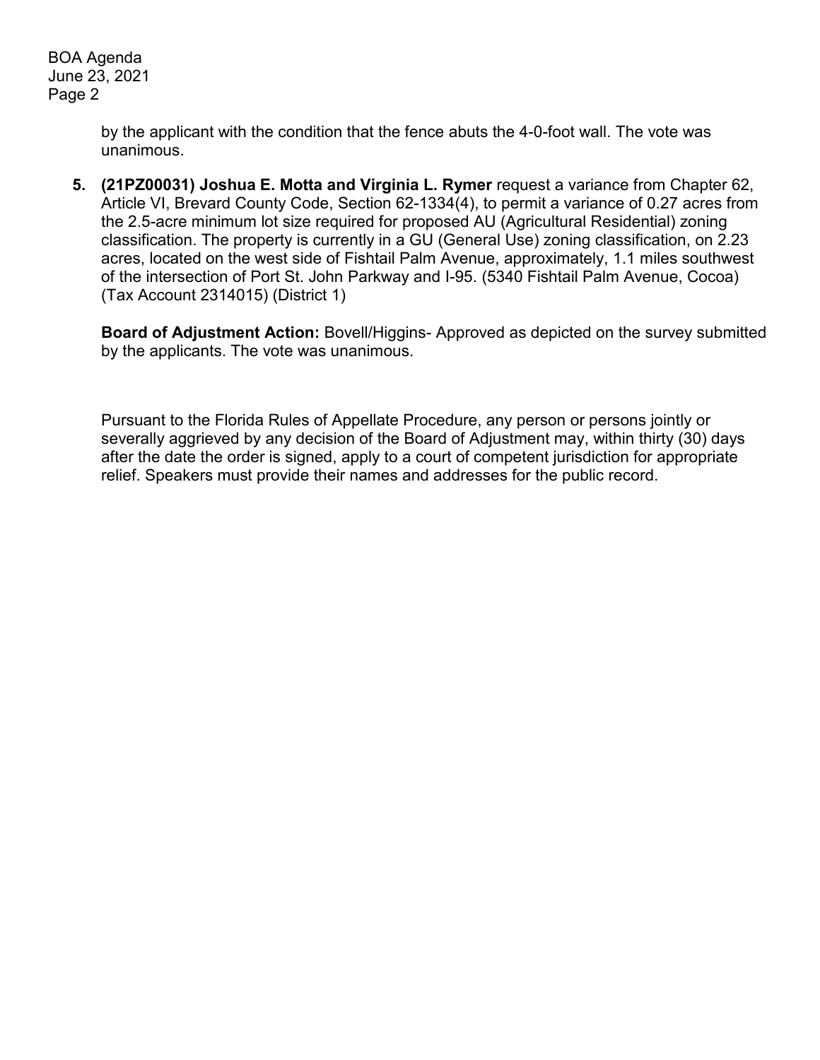by the applicant with the condition that the fence abuts the 4-0-foot wall. The vote was unanimous.

5. **(21PZ00031) Joshua E. Motta and Virginia L. Rymer** request a variance from Chapter 62, Article VI, Brevard County Code, Section 62-1334(4), to permit a variance of 0.27 acres from the 2.5-acre minimum lot size required for proposed AU (Agricultural Residential) zoning classification. The property is currently in a GU (General Use) zoning classification, on 2.23 acres, located on the west side of Fishtail Palm Avenue, approximately, 1.1 miles southwest of the intersection of Port St. John Parkway and I-95. (5340 Fishtail Palm Avenue, Cocoa) (Tax Account 2314015) (District 1)

   **Board of Adjustment Action:** Bovell/Higgins- Approved as depicted on the survey submitted by the applicants. The vote was unanimous.

Pursuant to the Florida Rules of Appellate Procedure, any person or persons jointly or severally aggrieved by any decision of the Board of Adjustment may, within thirty (30) days after the date the order is signed, apply to a court of competent jurisdiction for appropriate relief. Speakers must provide their names and addresses for the public record.